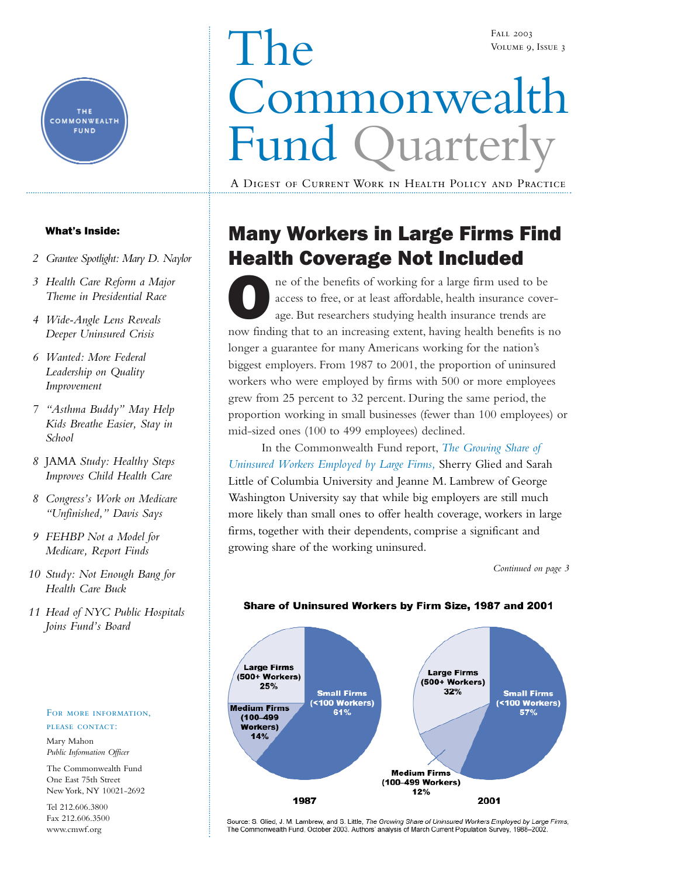# The Commonwealth Fund Quarterly

FALL 2003
VOLUME 9, ISSUE 3

A DIGEST OF CURRENT WORK IN HEALTH POLICY AND PRACTICE

**What's Inside:**

- 2 *Grantee Spotlight: Mary D. Naylor*
- 3 *Health Care Reform a Major Theme in Presidential Race*
- 4 *Wide-Angle Lens Reveals Deeper Uninsured Crisis*
- 6 *Wanted: More Federal Leadership on Quality Improvement*
- 7 *"Asthma Buddy" May Help Kids Breathe Easier, Stay in School*
- 8 JAMA *Study: Healthy Steps Improves Child Health Care*
- 8 *Congress's Work on Medicare "Unfinished," Davis Says*
- 9 *FEHBP Not a Model for Medicare, Report Finds*
- 10 *Study: Not Enough Bang for Health Care Buck*
- 11 *Head of NYC Public Hospitals Joins Fund's Board*

FOR MORE INFORMATION, PLEASE CONTACT:

Mary Mahon
*Public Information Officer*

The Commonwealth Fund
One East 75th Street
New York, NY 10021-2692

Tel 212.606.3800
Fax 212.606.3500
www.cmwf.org

## Many Workers in Large Firms Find Health Coverage Not Included

One of the benefits of working for a large firm used to be access to free, or at least affordable, health insurance coverage. But researchers studying health insurance trends are now finding that to an increasing extent, having health benefits is no longer a guarantee for many Americans working for the nation's biggest employers. From 1987 to 2001, the proportion of uninsured workers who were employed by firms with 500 or more employees grew from 25 percent to 32 percent. During the same period, the proportion working in small businesses (fewer than 100 employees) or mid-sized ones (100 to 499 employees) declined.

In the Commonwealth Fund report, *The Growing Share of Uninsured Workers Employed by Large Firms,* Sherry Glied and Sarah Little of Columbia University and Jeanne M. Lambrew of George Washington University say that while big employers are still much more likely than small ones to offer health coverage, workers in large firms, together with their dependents, comprise a significant and growing share of the working uninsured.

*Continued on page 3*

**Share of Uninsured Workers by Firm Size, 1987 and 2001**

| Firm Size | 1987 | 2001 |
|---|---|---|
| Small Firms (<100 Workers) | 61% | 57% |
| Medium Firms (100–499 Workers) | 14% | 12% |
| Large Firms (500+ Workers) | 25% | 32% |

Source: S. Glied, J. M. Lambrew, and S. Little, *The Growing Share of Uninsured Workers Employed by Large Firms,* The Commonwealth Fund, October 2003. Authors' analysis of March Current Population Survey, 1988–2002.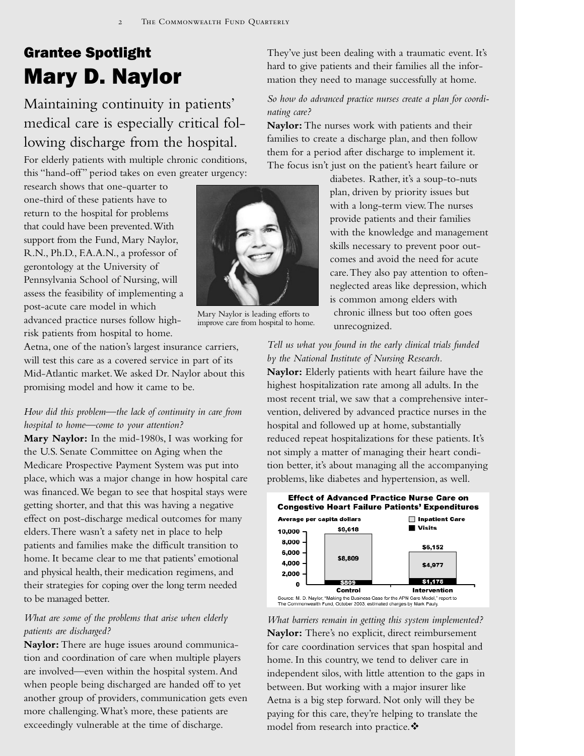## Grantee Spotlight

# Mary D. Naylor

### Maintaining continuity in patients' medical care is especially critical following discharge from the hospital.

For elderly patients with multiple chronic conditions, this "hand-off" period takes on even greater urgency: research shows that one-quarter to one-third of these patients have to return to the hospital for problems that could have been prevented. With support from the Fund, Mary Naylor, R.N., Ph.D., F.A.A.N., a professor of gerontology at the University of Pennsylvania School of Nursing, will assess the feasibility of implementing a post-acute care model in which advanced practice nurses follow high-risk patients from hospital to home. Aetna, one of the nation's largest insurance carriers, will test this care as a covered service in part of its Mid-Atlantic market. We asked Dr. Naylor about this promising model and how it came to be.

Mary Naylor is leading efforts to improve care from hospital to home.

*How did this problem—the lack of continuity in care from hospital to home—come to your attention?*

**Mary Naylor:** In the mid-1980s, I was working for the U.S. Senate Committee on Aging when the Medicare Prospective Payment System was put into place, which was a major change in how hospital care was financed. We began to see that hospital stays were getting shorter, and that this was having a negative effect on post-discharge medical outcomes for many elders. There wasn't a safety net in place to help patients and families make the difficult transition to home. It became clear to me that patients' emotional and physical health, their medication regimens, and their strategies for coping over the long term needed to be managed better.

*What are some of the problems that arise when elderly patients are discharged?*

**Naylor:** There are huge issues around communication and coordination of care when multiple players are involved—even within the hospital system. And when people being discharged are handed off to yet another group of providers, communication gets even more challenging. What's more, these patients are exceedingly vulnerable at the time of discharge. They've just been dealing with a traumatic event. It's hard to give patients and their families all the information they need to manage successfully at home.

*So how do advanced practice nurses create a plan for coordinating care?*

**Naylor:** The nurses work with patients and their families to create a discharge plan, and then follow them for a period after discharge to implement it. The focus isn't just on the patient's heart failure or diabetes. Rather, it's a soup-to-nuts plan, driven by priority issues but with a long-term view. The nurses provide patients and their families with the knowledge and management skills necessary to prevent poor outcomes and avoid the need for acute care. They also pay attention to often-neglected areas like depression, which is common among elders with chronic illness but too often goes unrecognized.

*Tell us what you found in the early clinical trials funded by the National Institute of Nursing Research.*

**Naylor:** Elderly patients with heart failure have the highest hospitalization rate among all adults. In the most recent trial, we saw that a comprehensive intervention, delivered by advanced practice nurses in the hospital and followed up at home, substantially reduced repeat hospitalizations for these patients. It's not simply a matter of managing their heart condition better, it's about managing all the accompanying problems, like diabetes and hypertension, as well.

**Effect of Advanced Practice Nurse Care on Congestive Heart Failure Patients' Expenditures**

Average per capita dollars

| | Control | Intervention |
|---|---|---|
| Inpatient Care | $8,809 | $4,977 |
| Visits | $809 | $1,175 |
| Total | $9,618 | $6,152 |

Source: M. D. Naylor, "Making the Business Case for the APN Care Model," report to The Commonwealth Fund, October 2003, estimated charges by Mark Pauly.

*What barriers remain in getting this system implemented?*

**Naylor:** There's no explicit, direct reimbursement for care coordination services that span hospital and home. In this country, we tend to deliver care in independent silos, with little attention to the gaps in between. But working with a major insurer like Aetna is a big step forward. Not only will they be paying for this care, they're helping to translate the model from research into practice. ❖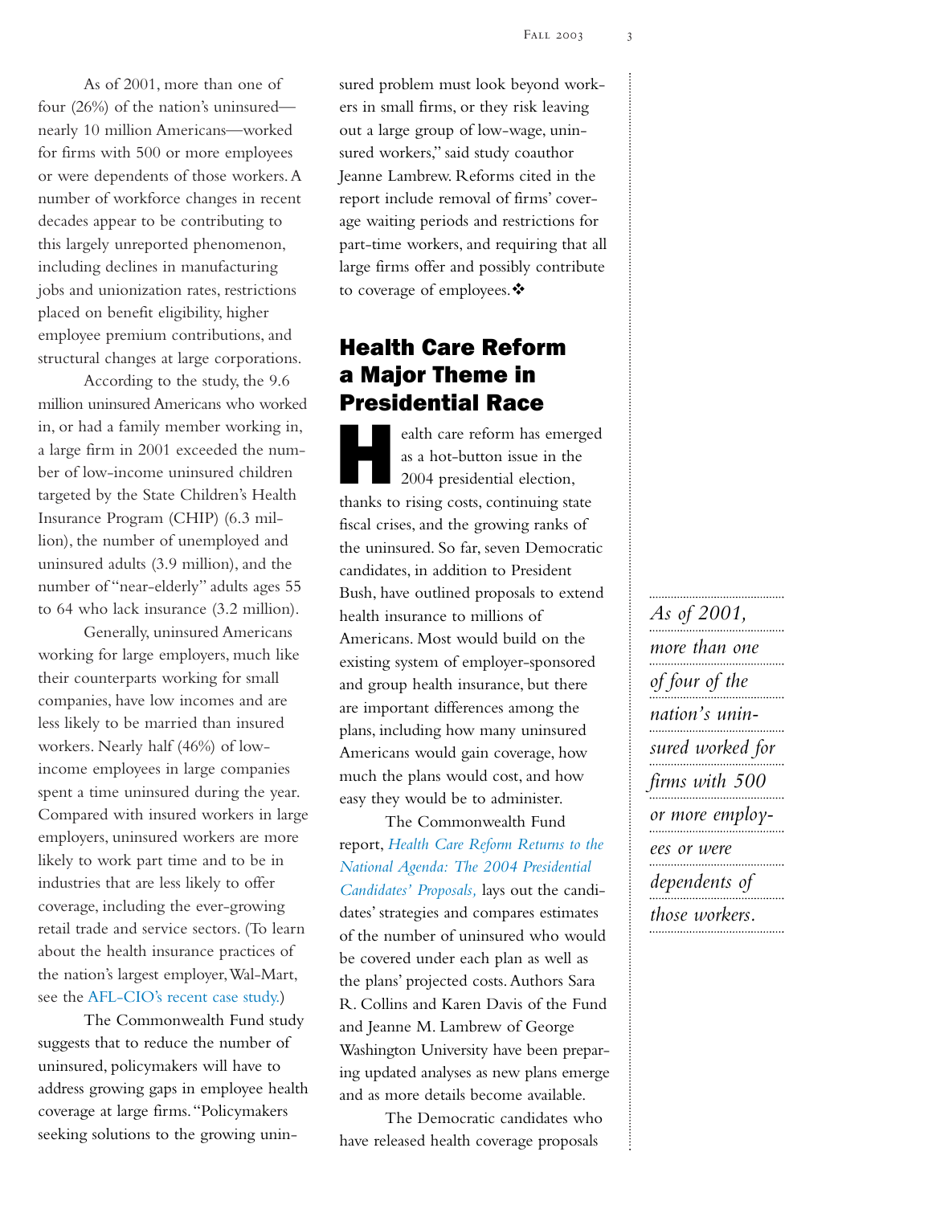As of 2001, more than one of four (26%) of the nation's uninsured—nearly 10 million Americans—worked for firms with 500 or more employees or were dependents of those workers. A number of workforce changes in recent decades appear to be contributing to this largely unreported phenomenon, including declines in manufacturing jobs and unionization rates, restrictions placed on benefit eligibility, higher employee premium contributions, and structural changes at large corporations.

According to the study, the 9.6 million uninsured Americans who worked in, or had a family member working in, a large firm in 2001 exceeded the number of low-income uninsured children targeted by the State Children's Health Insurance Program (CHIP) (6.3 million), the number of unemployed and uninsured adults (3.9 million), and the number of "near-elderly" adults ages 55 to 64 who lack insurance (3.2 million).

Generally, uninsured Americans working for large employers, much like their counterparts working for small companies, have low incomes and are less likely to be married than insured workers. Nearly half (46%) of low-income employees in large companies spent a time uninsured during the year. Compared with insured workers in large employers, uninsured workers are more likely to work part time and to be in industries that are less likely to offer coverage, including the ever-growing retail trade and service sectors. (To learn about the health insurance practices of the nation's largest employer, Wal-Mart, see the AFL-CIO's recent case study.)

The Commonwealth Fund study suggests that to reduce the number of uninsured, policymakers will have to address growing gaps in employee health coverage at large firms. "Policymakers seeking solutions to the growing uninsured problem must look beyond workers in small firms, or they risk leaving out a large group of low-wage, uninsured workers," said study coauthor Jeanne Lambrew. Reforms cited in the report include removal of firms' coverage waiting periods and restrictions for part-time workers, and requiring that all large firms offer and possibly contribute to coverage of employees. ❖

## Health Care Reform a Major Theme in Presidential Race

Health care reform has emerged as a hot-button issue in the 2004 presidential election, thanks to rising costs, continuing state fiscal crises, and the growing ranks of the uninsured. So far, seven Democratic candidates, in addition to President Bush, have outlined proposals to extend health insurance to millions of Americans. Most would build on the existing system of employer-sponsored and group health insurance, but there are important differences among the plans, including how many uninsured Americans would gain coverage, how much the plans would cost, and how easy they would be to administer.

The Commonwealth Fund report, *Health Care Reform Returns to the National Agenda: The 2004 Presidential Candidates' Proposals,* lays out the candidates' strategies and compares estimates of the number of uninsured who would be covered under each plan as well as the plans' projected costs. Authors Sara R. Collins and Karen Davis of the Fund and Jeanne M. Lambrew of George Washington University have been preparing updated analyses as new plans emerge and as more details become available.

The Democratic candidates who have released health coverage proposals

*As of 2001, more than one of four of the nation's uninsured worked for firms with 500 or more employees or were dependents of those workers.*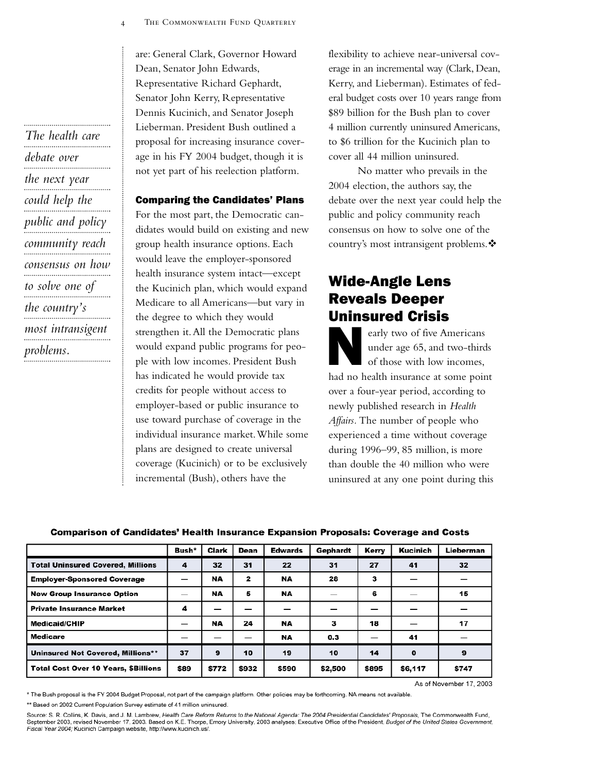are: General Clark, Governor Howard Dean, Senator John Edwards, Representative Richard Gephardt, Senator John Kerry, Representative Dennis Kucinich, and Senator Joseph Lieberman. President Bush outlined a proposal for increasing insurance coverage in his FY 2004 budget, though it is not yet part of his reelection platform.

*The health care debate over the next year could help the public and policy community reach consensus on how to solve one of the country's most intransigent problems.*

### Comparing the Candidates' Plans

For the most part, the Democratic candidates would build on existing and new group health insurance options. Each would leave the employer-sponsored health insurance system intact—except the Kucinich plan, which would expand Medicare to all Americans—but vary in the degree to which they would strengthen it. All the Democratic plans would expand public programs for people with low incomes. President Bush has indicated he would provide tax credits for people without access to employer-based or public insurance to use toward purchase of coverage in the individual insurance market. While some plans are designed to create universal coverage (Kucinich) or to be exclusively incremental (Bush), others have the flexibility to achieve near-universal coverage in an incremental way (Clark, Dean, Kerry, and Lieberman). Estimates of federal budget costs over 10 years range from $89 billion for the Bush plan to cover 4 million currently uninsured Americans, to $6 trillion for the Kucinich plan to cover all 44 million uninsured.

No matter who prevails in the 2004 election, the authors say, the debate over the next year could help the public and policy community reach consensus on how to solve one of the country's most intransigent problems. ❖

## Wide-Angle Lens Reveals Deeper Uninsured Crisis

Nearly two of five Americans under age 65, and two-thirds of those with low incomes, had no health insurance at some point over a four-year period, according to newly published research in *Health Affairs*. The number of people who experienced a time without coverage during 1996–99, 85 million, is more than double the 40 million who were uninsured at any one point during this

**Comparison of Candidates' Health Insurance Expansion Proposals: Coverage and Costs**

| | Bush* | Clark | Dean | Edwards | Gephardt | Kerry | Kucinich | Lieberman |
|---|---|---|---|---|---|---|---|---|
| **Total Uninsured Covered, Millions** | 4 | 32 | 31 | 22 | 31 | 27 | 41 | 32 |
| **Employer-Sponsored Coverage** | — | NA | 2 | NA | 28 | 3 | — | — |
| **New Group Insurance Option** | — | NA | 5 | NA | — | 6 | — | 15 |
| **Private Insurance Market** | 4 | — | — | — | — | — | — | — |
| **Medicaid/CHIP** | — | NA | 24 | NA | 3 | 18 | — | 17 |
| **Medicare** | — | — | — | NA | 0.3 | — | 41 | — |
| **Uninsured Not Covered, Millions**** | 37 | 9 | 10 | 19 | 10 | 14 | 0 | 9 |
| **Total Cost Over 10 Years, $Billions** | $89 | $772 | $932 | $590 | $2,500 | $895 | $6,117 | $747 |

As of November 17, 2003

* The Bush proposal is the FY 2004 Budget Proposal, not part of the campaign platform. Other policies may be forthcoming. NA means not available.

** Based on 2002 Current Population Survey estimate of 41 million uninsured.

Source: S. R. Collins, K. Davis, and J. M. Lambrew, *Health Care Reform Returns to the National Agenda: The 2004 Presidential Candidates' Proposals*, The Commonwealth Fund, September 2003, revised November 17, 2003. Based on K.E. Thorpe, Emory University, 2003 analyses; Executive Office of the President, *Budget of the United States Government, Fiscal Year 2004;* Kucinich Campaign website, http://www.kucinich.us/.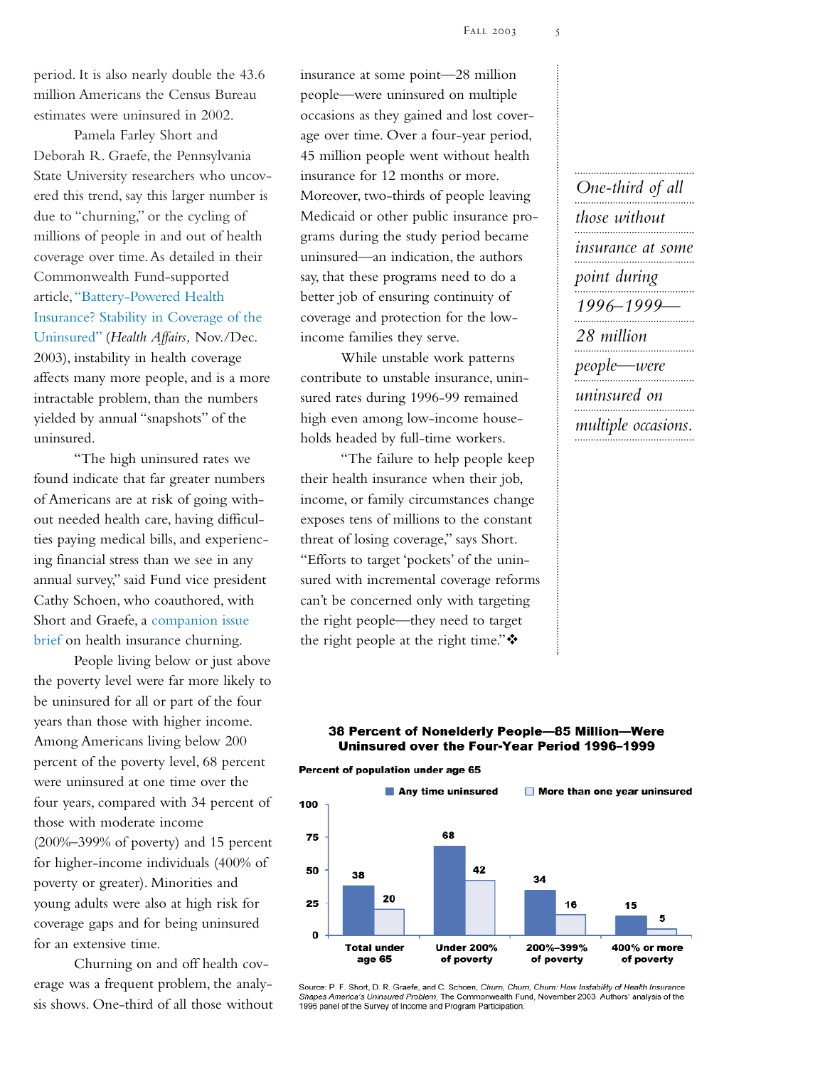period. It is also nearly double the 43.6 million Americans the Census Bureau estimates were uninsured in 2002.

Pamela Farley Short and Deborah R. Graefe, the Pennsylvania State University researchers who uncovered this trend, say this larger number is due to "churning," or the cycling of millions of people in and out of health coverage over time. As detailed in their Commonwealth Fund-supported article, "Battery-Powered Health Insurance? Stability in Coverage of the Uninsured" (*Health Affairs,* Nov./Dec. 2003), instability in health coverage affects many more people, and is a more intractable problem, than the numbers yielded by annual "snapshots" of the uninsured.

"The high uninsured rates we found indicate that far greater numbers of Americans are at risk of going without needed health care, having difficulties paying medical bills, and experiencing financial stress than we see in any annual survey," said Fund vice president Cathy Schoen, who coauthored, with Short and Graefe, a companion issue brief on health insurance churning.

People living below or just above the poverty level were far more likely to be uninsured for all or part of the four years than those with higher income. Among Americans living below 200 percent of the poverty level, 68 percent were uninsured at one time over the four years, compared with 34 percent of those with moderate income (200%–399% of poverty) and 15 percent for higher-income individuals (400% of poverty or greater). Minorities and young adults were also at high risk for coverage gaps and for being uninsured for an extensive time.

Churning on and off health coverage was a frequent problem, the analysis shows. One-third of all those without insurance at some point—28 million people—were uninsured on multiple occasions as they gained and lost coverage over time. Over a four-year period, 45 million people went without health insurance for 12 months or more. Moreover, two-thirds of people leaving Medicaid or other public insurance programs during the study period became uninsured—an indication, the authors say, that these programs need to do a better job of ensuring continuity of coverage and protection for the low-income families they serve.

While unstable work patterns contribute to unstable insurance, uninsured rates during 1996-99 remained high even among low-income households headed by full-time workers.

"The failure to help people keep their health insurance when their job, income, or family circumstances change exposes tens of millions to the constant threat of losing coverage," says Short. "Efforts to target 'pockets' of the uninsured with incremental coverage reforms can't be concerned only with targeting the right people—they need to target the right people at the right time."❖

*One-third of all those without insurance at some point during 1996–1999—28 million people—were uninsured on multiple occasions.*

**38 Percent of Nonelderly People—85 Million—Were Uninsured over the Four-Year Period 1996–1999**

**Percent of population under age 65**

| | Any time uninsured | More than one year uninsured |
|---|---|---|
| Total under age 65 | 38 | 20 |
| Under 200% of poverty | 68 | 42 |
| 200%–399% of poverty | 34 | 16 |
| 400% or more of poverty | 15 | 5 |

Source: P. F. Short, D. R. Graefe, and C. Schoen, *Churn, Churn, Churn: How Instability of Health Insurance Shapes America's Uninsured Problem,* The Commonwealth Fund, November 2003. Authors' analysis of the 1996 panel of the Survey of Income and Program Participation.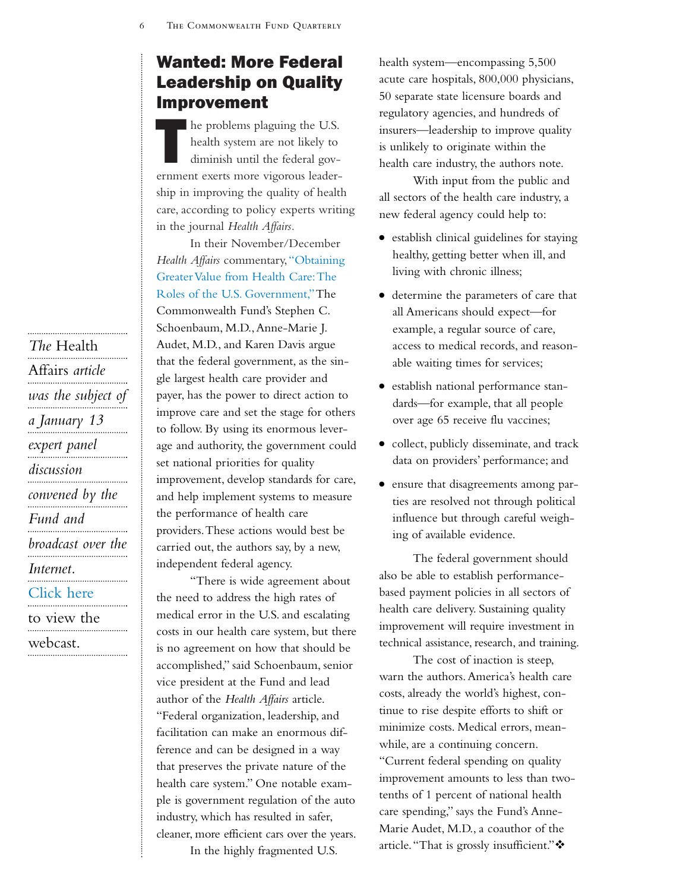## Wanted: More Federal Leadership on Quality Improvement

The problems plaguing the U.S. health system are not likely to diminish until the federal government exerts more vigorous leadership in improving the quality of health care, according to policy experts writing in the journal *Health Affairs*.

In their November/December *Health Affairs* commentary, "Obtaining Greater Value from Health Care: The Roles of the U.S. Government," The Commonwealth Fund's Stephen C. Schoenbaum, M.D., Anne-Marie J. Audet, M.D., and Karen Davis argue that the federal government, as the single largest health care provider and payer, has the power to direct action to improve care and set the stage for others to follow. By using its enormous leverage and authority, the government could set national priorities for quality improvement, develop standards for care, and help implement systems to measure the performance of health care providers. These actions would best be carried out, the authors say, by a new, independent federal agency.

"There is wide agreement about the need to address the high rates of medical error in the U.S. and escalating costs in our health care system, but there is no agreement on how that should be accomplished," said Schoenbaum, senior vice president at the Fund and lead author of the *Health Affairs* article. "Federal organization, leadership, and facilitation can make an enormous difference and can be designed in a way that preserves the private nature of the health care system." One notable example is government regulation of the auto industry, which has resulted in safer, cleaner, more efficient cars over the years.

In the highly fragmented U.S. health system—encompassing 5,500 acute care hospitals, 800,000 physicians, 50 separate state licensure boards and regulatory agencies, and hundreds of insurers—leadership to improve quality is unlikely to originate within the health care industry, the authors note.

With input from the public and all sectors of the health care industry, a new federal agency could help to:

- establish clinical guidelines for staying healthy, getting better when ill, and living with chronic illness;
- determine the parameters of care that all Americans should expect—for example, a regular source of care, access to medical records, and reasonable waiting times for services;
- establish national performance standards—for example, that all people over age 65 receive flu vaccines;
- collect, publicly disseminate, and track data on providers' performance; and
- ensure that disagreements among parties are resolved not through political influence but through careful weighing of available evidence.

The federal government should also be able to establish performance-based payment policies in all sectors of health care delivery. Sustaining quality improvement will require investment in technical assistance, research, and training.

The cost of inaction is steep, warn the authors. America's health care costs, already the world's highest, continue to rise despite efforts to shift or minimize costs. Medical errors, meanwhile, are a continuing concern. "Current federal spending on quality improvement amounts to less than two-tenths of 1 percent of national health care spending," says the Fund's Anne-Marie Audet, M.D., a coauthor of the article. "That is grossly insufficient." ❖

*The* Health Affairs *article was the subject of a January 13 expert panel discussion convened by the Fund and broadcast over the Internet.* Click here to view the webcast.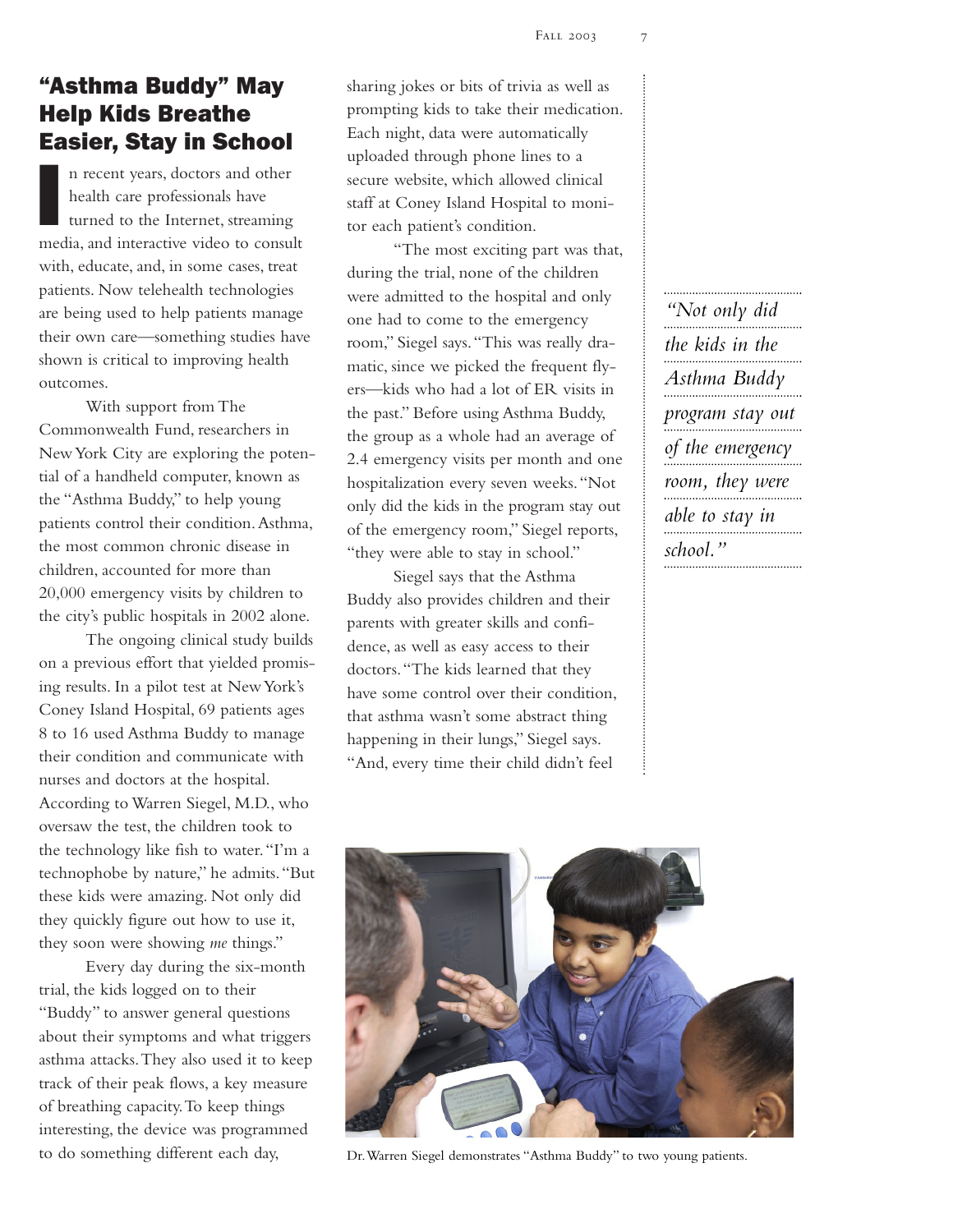## "Asthma Buddy" May Help Kids Breathe Easier, Stay in School

In recent years, doctors and other health care professionals have turned to the Internet, streaming media, and interactive video to consult with, educate, and, in some cases, treat patients. Now telehealth technologies are being used to help patients manage their own care—something studies have shown is critical to improving health outcomes.

With support from The Commonwealth Fund, researchers in New York City are exploring the potential of a handheld computer, known as the "Asthma Buddy," to help young patients control their condition. Asthma, the most common chronic disease in children, accounted for more than 20,000 emergency visits by children to the city's public hospitals in 2002 alone.

The ongoing clinical study builds on a previous effort that yielded promising results. In a pilot test at New York's Coney Island Hospital, 69 patients ages 8 to 16 used Asthma Buddy to manage their condition and communicate with nurses and doctors at the hospital. According to Warren Siegel, M.D., who oversaw the test, the children took to the technology like fish to water. "I'm a technophobe by nature," he admits. "But these kids were amazing. Not only did they quickly figure out how to use it, they soon were showing *me* things."

Every day during the six-month trial, the kids logged on to their "Buddy" to answer general questions about their symptoms and what triggers asthma attacks. They also used it to keep track of their peak flows, a key measure of breathing capacity. To keep things interesting, the device was programmed to do something different each day, sharing jokes or bits of trivia as well as prompting kids to take their medication. Each night, data were automatically uploaded through phone lines to a secure website, which allowed clinical staff at Coney Island Hospital to monitor each patient's condition.

"The most exciting part was that, during the trial, none of the children were admitted to the hospital and only one had to come to the emergency room," Siegel says. "This was really dramatic, since we picked the frequent flyers—kids who had a lot of ER visits in the past." Before using Asthma Buddy, the group as a whole had an average of 2.4 emergency visits per month and one hospitalization every seven weeks. "Not only did the kids in the program stay out of the emergency room," Siegel reports, "they were able to stay in school."

Siegel says that the Asthma Buddy also provides children and their parents with greater skills and confidence, as well as easy access to their doctors. "The kids learned that they have some control over their condition, that asthma wasn't some abstract thing happening in their lungs," Siegel says. "And, every time their child didn't feel

> *"Not only did the kids in the Asthma Buddy program stay out of the emergency room, they were able to stay in school."*

Dr. Warren Siegel demonstrates "Asthma Buddy" to two young patients.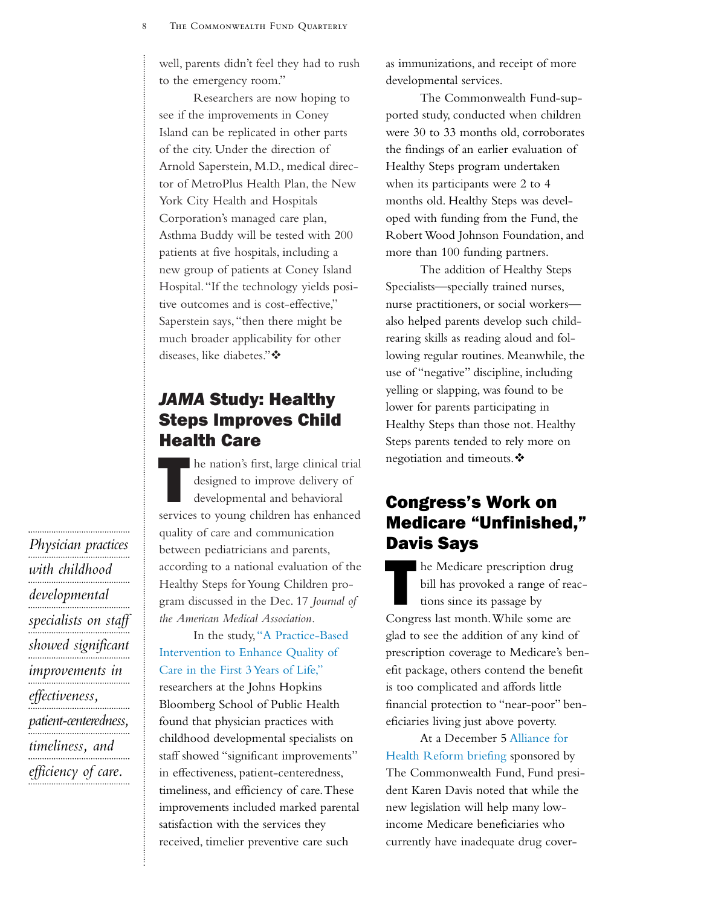well, parents didn't feel they had to rush to the emergency room."

Researchers are now hoping to see if the improvements in Coney Island can be replicated in other parts of the city. Under the direction of Arnold Saperstein, M.D., medical director of MetroPlus Health Plan, the New York City Health and Hospitals Corporation's managed care plan, Asthma Buddy will be tested with 200 patients at five hospitals, including a new group of patients at Coney Island Hospital. "If the technology yields positive outcomes and is cost-effective," Saperstein says, "then there might be much broader applicability for other diseases, like diabetes."❖

## *JAMA* Study: Healthy Steps Improves Child Health Care

The nation's first, large clinical trial designed to improve delivery of developmental and behavioral services to young children has enhanced quality of care and communication between pediatricians and parents, according to a national evaluation of the Healthy Steps for Young Children program discussed in the Dec. 17 *Journal of the American Medical Association*.

*Physician practices with childhood developmental specialists on staff showed significant improvements in effectiveness, patient-centeredness, timeliness, and efficiency of care.*

In the study, "A Practice-Based Intervention to Enhance Quality of Care in the First 3 Years of Life," researchers at the Johns Hopkins Bloomberg School of Public Health found that physician practices with childhood developmental specialists on staff showed "significant improvements" in effectiveness, patient-centeredness, timeliness, and efficiency of care. These improvements included marked parental satisfaction with the services they received, timelier preventive care such as immunizations, and receipt of more developmental services.

The Commonwealth Fund-supported study, conducted when children were 30 to 33 months old, corroborates the findings of an earlier evaluation of Healthy Steps program undertaken when its participants were 2 to 4 months old. Healthy Steps was developed with funding from the Fund, the Robert Wood Johnson Foundation, and more than 100 funding partners.

The addition of Healthy Steps Specialists—specially trained nurses, nurse practitioners, or social workers—also helped parents develop such child-rearing skills as reading aloud and following regular routines. Meanwhile, the use of "negative" discipline, including yelling or slapping, was found to be lower for parents participating in Healthy Steps than those not. Healthy Steps parents tended to rely more on negotiation and timeouts.❖

## Congress's Work on Medicare "Unfinished," Davis Says

The Medicare prescription drug bill has provoked a range of reactions since its passage by Congress last month. While some are glad to see the addition of any kind of prescription coverage to Medicare's benefit package, others contend the benefit is too complicated and affords little financial protection to "near-poor" beneficiaries living just above poverty.

At a December 5 Alliance for Health Reform briefing sponsored by The Commonwealth Fund, Fund president Karen Davis noted that while the new legislation will help many low-income Medicare beneficiaries who currently have inadequate drug cover-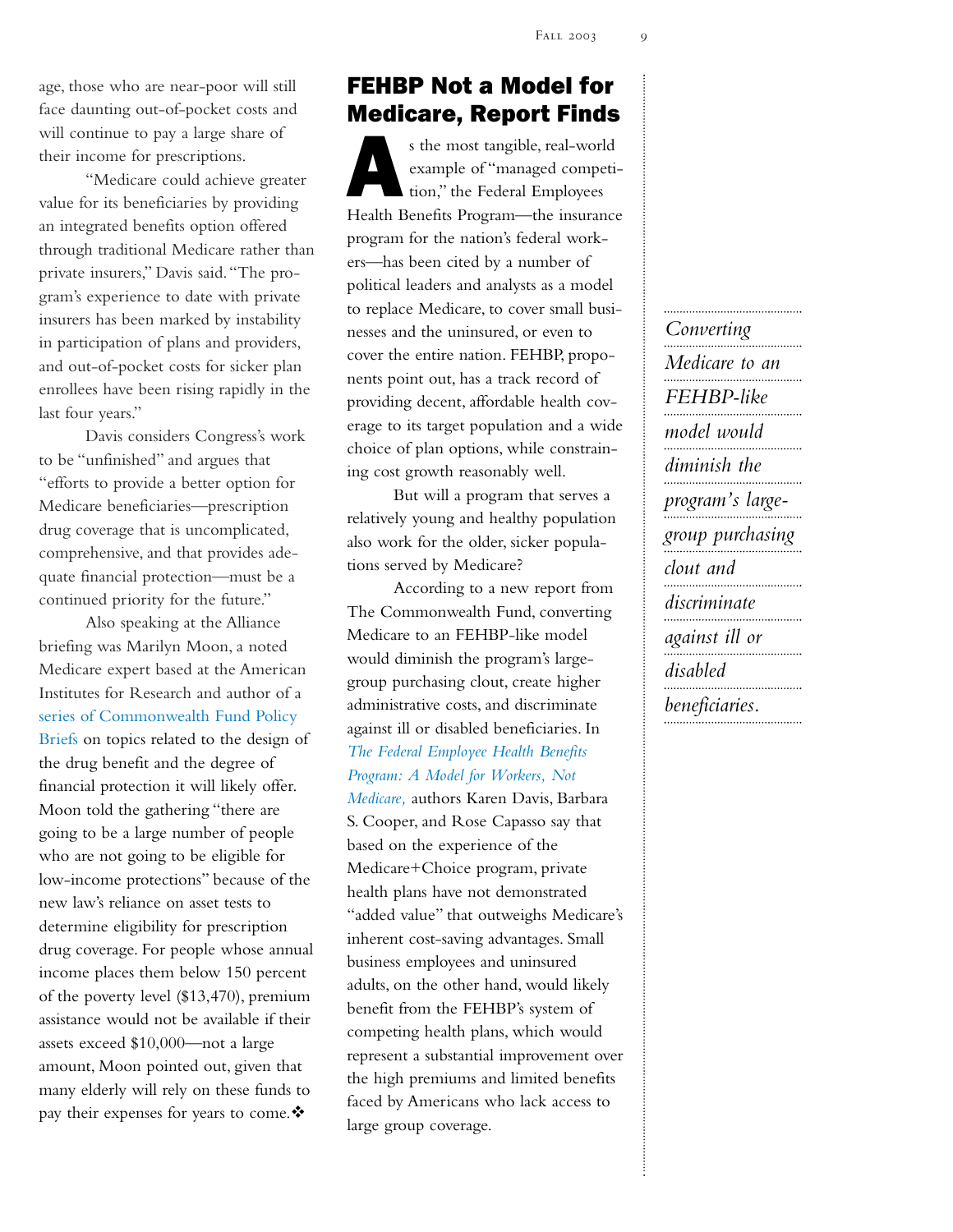age, those who are near-poor will still face daunting out-of-pocket costs and will continue to pay a large share of their income for prescriptions.

"Medicare could achieve greater value for its beneficiaries by providing an integrated benefits option offered through traditional Medicare rather than private insurers," Davis said. "The program's experience to date with private insurers has been marked by instability in participation of plans and providers, and out-of-pocket costs for sicker plan enrollees have been rising rapidly in the last four years."

Davis considers Congress's work to be "unfinished" and argues that "efforts to provide a better option for Medicare beneficiaries—prescription drug coverage that is uncomplicated, comprehensive, and that provides adequate financial protection—must be a continued priority for the future."

Also speaking at the Alliance briefing was Marilyn Moon, a noted Medicare expert based at the American Institutes for Research and author of a series of Commonwealth Fund Policy Briefs on topics related to the design of the drug benefit and the degree of financial protection it will likely offer. Moon told the gathering "there are going to be a large number of people who are not going to be eligible for low-income protections" because of the new law's reliance on asset tests to determine eligibility for prescription drug coverage. For people whose annual income places them below 150 percent of the poverty level ($13,470), premium assistance would not be available if their assets exceed $10,000—not a large amount, Moon pointed out, given that many elderly will rely on these funds to pay their expenses for years to come.❖

## FEHBP Not a Model for Medicare, Report Finds

As the most tangible, real-world example of "managed competition," the Federal Employees Health Benefits Program—the insurance program for the nation's federal workers—has been cited by a number of political leaders and analysts as a model to replace Medicare, to cover small businesses and the uninsured, or even to cover the entire nation. FEHBP, proponents point out, has a track record of providing decent, affordable health coverage to its target population and a wide choice of plan options, while constraining cost growth reasonably well.

But will a program that serves a relatively young and healthy population also work for the older, sicker populations served by Medicare?

According to a new report from The Commonwealth Fund, converting Medicare to an FEHBP-like model would diminish the program's large-group purchasing clout, create higher administrative costs, and discriminate against ill or disabled beneficiaries. In *The Federal Employee Health Benefits Program: A Model for Workers, Not Medicare,* authors Karen Davis, Barbara S. Cooper, and Rose Capasso say that based on the experience of the Medicare+Choice program, private health plans have not demonstrated "added value" that outweighs Medicare's inherent cost-saving advantages. Small business employees and uninsured adults, on the other hand, would likely benefit from the FEHBP's system of competing health plans, which would represent a substantial improvement over the high premiums and limited benefits faced by Americans who lack access to large group coverage.

*Converting Medicare to an FEHBP-like model would diminish the program's large-group purchasing clout and discriminate against ill or disabled beneficiaries.*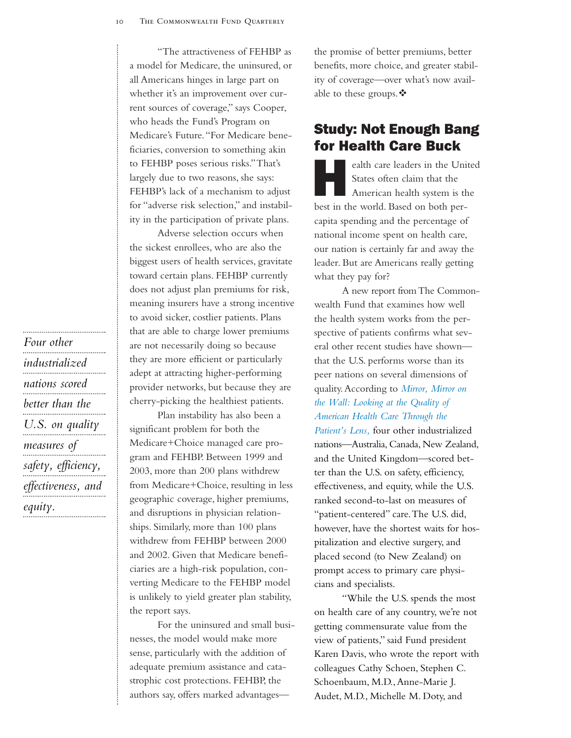"The attractiveness of FEHBP as a model for Medicare, the uninsured, or all Americans hinges in large part on whether it's an improvement over current sources of coverage," says Cooper, who heads the Fund's Program on Medicare's Future. "For Medicare beneficiaries, conversion to something akin to FEHBP poses serious risks." That's largely due to two reasons, she says: FEHBP's lack of a mechanism to adjust for "adverse risk selection," and instability in the participation of private plans.

Adverse selection occurs when the sickest enrollees, who are also the biggest users of health services, gravitate toward certain plans. FEHBP currently does not adjust plan premiums for risk, meaning insurers have a strong incentive to avoid sicker, costlier patients. Plans that are able to charge lower premiums are not necessarily doing so because they are more efficient or particularly adept at attracting higher-performing provider networks, but because they are cherry-picking the healthiest patients.

Plan instability has also been a significant problem for both the Medicare+Choice managed care program and FEHBP. Between 1999 and 2003, more than 200 plans withdrew from Medicare+Choice, resulting in less geographic coverage, higher premiums, and disruptions in physician relationships. Similarly, more than 100 plans withdrew from FEHBP between 2000 and 2002. Given that Medicare beneficiaries are a high-risk population, converting Medicare to the FEHBP model is unlikely to yield greater plan stability, the report says.

For the uninsured and small businesses, the model would make more sense, particularly with the addition of adequate premium assistance and catastrophic cost protections. FEHBP, the authors say, offers marked advantages—the promise of better premiums, better benefits, more choice, and greater stability of coverage—over what's now available to these groups.❖

## Study: Not Enough Bang for Health Care Buck

Health care leaders in the United States often claim that the American health system is the best in the world. Based on both per-capita spending and the percentage of national income spent on health care, our nation is certainly far and away the leader. But are Americans really getting what they pay for?

*Four other industrialized nations scored better than the U.S. on quality measures of safety, efficiency, effectiveness, and equity.*

A new report from The Commonwealth Fund that examines how well the health system works from the perspective of patients confirms what several other recent studies have shown—that the U.S. performs worse than its peer nations on several dimensions of quality. According to *Mirror, Mirror on the Wall: Looking at the Quality of American Health Care Through the Patient's Lens,* four other industrialized nations—Australia, Canada, New Zealand, and the United Kingdom—scored better than the U.S. on safety, efficiency, effectiveness, and equity, while the U.S. ranked second-to-last on measures of "patient-centered" care. The U.S. did, however, have the shortest waits for hospitalization and elective surgery, and placed second (to New Zealand) on prompt access to primary care physicians and specialists.

"While the U.S. spends the most on health care of any country, we're not getting commensurate value from the view of patients," said Fund president Karen Davis, who wrote the report with colleagues Cathy Schoen, Stephen C. Schoenbaum, M.D., Anne-Marie J. Audet, M.D., Michelle M. Doty, and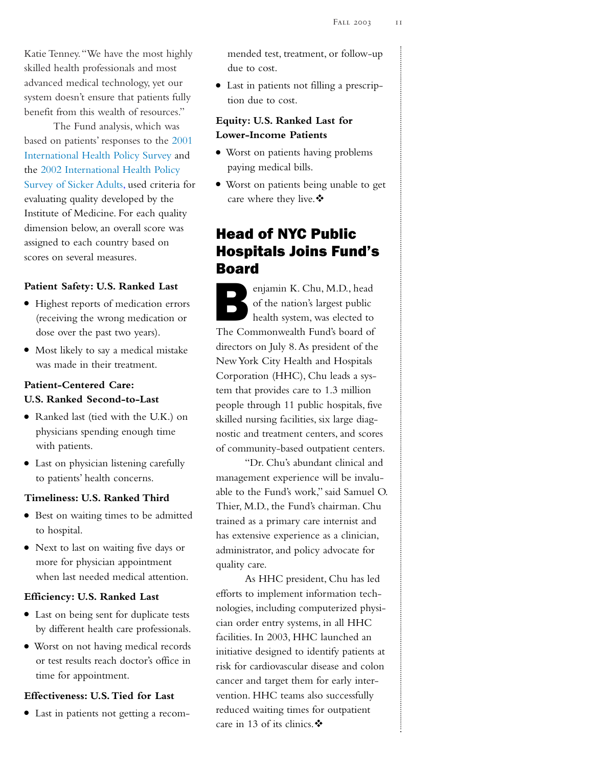Katie Tenney. "We have the most highly skilled health professionals and most advanced medical technology, yet our system doesn't ensure that patients fully benefit from this wealth of resources."

The Fund analysis, which was based on patients' responses to the 2001 International Health Policy Survey and the 2002 International Health Policy Survey of Sicker Adults, used criteria for evaluating quality developed by the Institute of Medicine. For each quality dimension below, an overall score was assigned to each country based on scores on several measures.

**Patient Safety: U.S. Ranked Last**

- Highest reports of medication errors (receiving the wrong medication or dose over the past two years).
- Most likely to say a medical mistake was made in their treatment.

**Patient-Centered Care: U.S. Ranked Second-to-Last**

- Ranked last (tied with the U.K.) on physicians spending enough time with patients.
- Last on physician listening carefully to patients' health concerns.

**Timeliness: U.S. Ranked Third**

- Best on waiting times to be admitted to hospital.
- Next to last on waiting five days or more for physician appointment when last needed medical attention.

**Efficiency: U.S. Ranked Last**

- Last on being sent for duplicate tests by different health care professionals.
- Worst on not having medical records or test results reach doctor's office in time for appointment.

**Effectiveness: U.S. Tied for Last**

- Last in patients not getting a recommended test, treatment, or follow-up due to cost.
- Last in patients not filling a prescription due to cost.

**Equity: U.S. Ranked Last for Lower-Income Patients**

- Worst on patients having problems paying medical bills.
- Worst on patients being unable to get care where they live.❖

## Head of NYC Public Hospitals Joins Fund's Board

Benjamin K. Chu, M.D., head of the nation's largest public health system, was elected to The Commonwealth Fund's board of directors on July 8. As president of the New York City Health and Hospitals Corporation (HHC), Chu leads a system that provides care to 1.3 million people through 11 public hospitals, five skilled nursing facilities, six large diagnostic and treatment centers, and scores of community-based outpatient centers.

"Dr. Chu's abundant clinical and management experience will be invaluable to the Fund's work," said Samuel O. Thier, M.D., the Fund's chairman. Chu trained as a primary care internist and has extensive experience as a clinician, administrator, and policy advocate for quality care.

As HHC president, Chu has led efforts to implement information technologies, including computerized physician order entry systems, in all HHC facilities. In 2003, HHC launched an initiative designed to identify patients at risk for cardiovascular disease and colon cancer and target them for early intervention. HHC teams also successfully reduced waiting times for outpatient care in 13 of its clinics.❖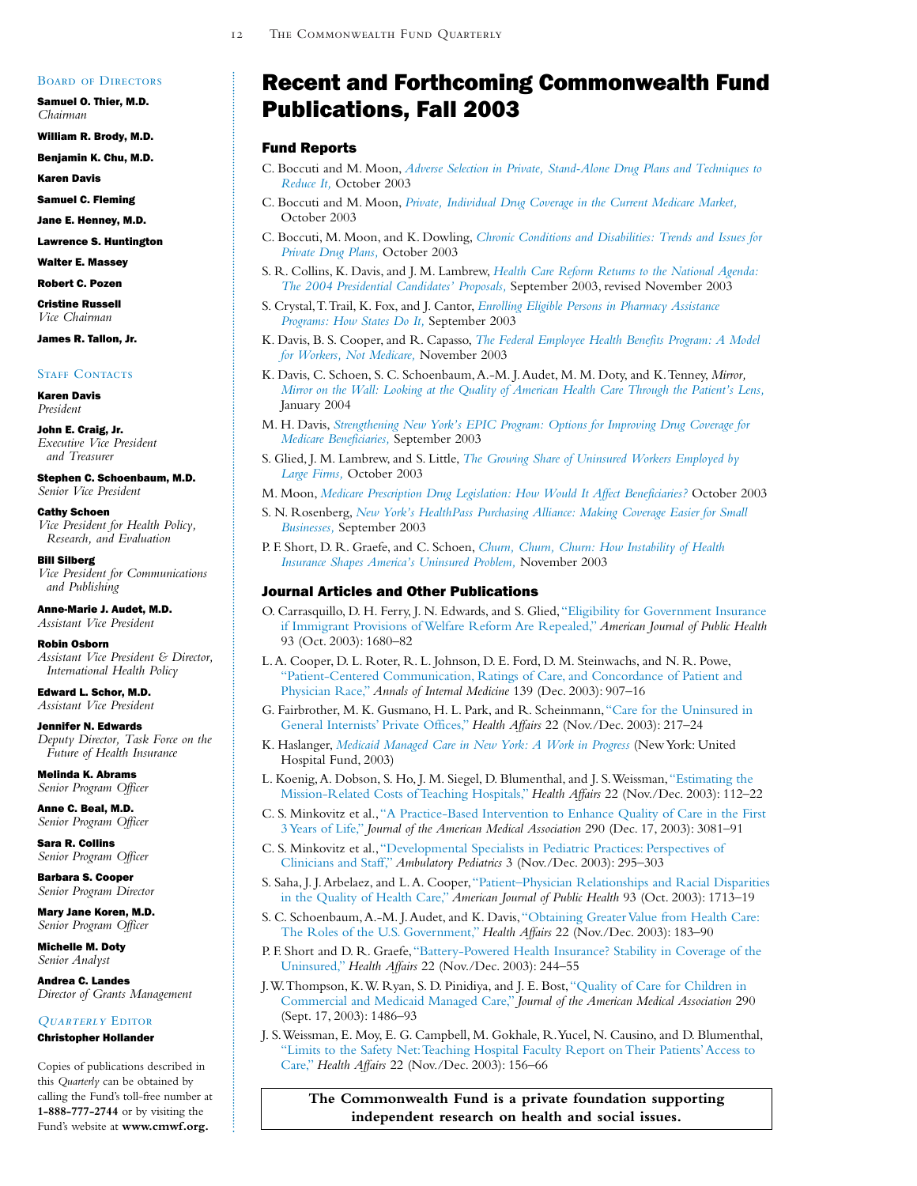## Board of Directors

**Samuel O. Thier, M.D.**
*Chairman*

**William R. Brody, M.D.**

**Benjamin K. Chu, M.D.**

**Karen Davis**

**Samuel C. Fleming**

**Jane E. Henney, M.D.**

**Lawrence S. Huntington**

**Walter E. Massey**

**Robert C. Pozen**

**Cristine Russell**
*Vice Chairman*

**James R. Tallon, Jr.**

## Staff Contacts

**Karen Davis**
*President*

**John E. Craig, Jr.**
*Executive Vice President and Treasurer*

**Stephen C. Schoenbaum, M.D.**
*Senior Vice President*

**Cathy Schoen**
*Vice President for Health Policy, Research, and Evaluation*

**Bill Silberg**
*Vice President for Communications and Publishing*

**Anne-Marie J. Audet, M.D.**
*Assistant Vice President*

**Robin Osborn**
*Assistant Vice President & Director, International Health Policy*

**Edward L. Schor, M.D.**
*Assistant Vice President*

**Jennifer N. Edwards**
*Deputy Director, Task Force on the Future of Health Insurance*

**Melinda K. Abrams**
*Senior Program Officer*

**Anne C. Beal, M.D.**
*Senior Program Officer*

**Sara R. Collins**
*Senior Program Officer*

**Barbara S. Cooper**
*Senior Program Director*

**Mary Jane Koren, M.D.**
*Senior Program Officer*

**Michelle M. Doty**
*Senior Analyst*

**Andrea C. Landes**
*Director of Grants Management*

## *Quarterly* Editor

**Christopher Hollander**

Copies of publications described in this *Quarterly* can be obtained by calling the Fund's toll-free number at **1-888-777-2744** or by visiting the Fund's website at **www.cmwf.org.**

# Recent and Forthcoming Commonwealth Fund Publications, Fall 2003

### Fund Reports

C. Boccuti and M. Moon, *Adverse Selection in Private, Stand-Alone Drug Plans and Techniques to Reduce It,* October 2003

C. Boccuti and M. Moon, *Private, Individual Drug Coverage in the Current Medicare Market,* October 2003

C. Boccuti, M. Moon, and K. Dowling, *Chronic Conditions and Disabilities: Trends and Issues for Private Drug Plans,* October 2003

S. R. Collins, K. Davis, and J. M. Lambrew, *Health Care Reform Returns to the National Agenda: The 2004 Presidential Candidates' Proposals,* September 2003, revised November 2003

S. Crystal, T. Trail, K. Fox, and J. Cantor, *Enrolling Eligible Persons in Pharmacy Assistance Programs: How States Do It,* September 2003

K. Davis, B. S. Cooper, and R. Capasso, *The Federal Employee Health Benefits Program: A Model for Workers, Not Medicare,* November 2003

K. Davis, C. Schoen, S. C. Schoenbaum, A.-M. J. Audet, M. M. Doty, and K. Tenney, *Mirror, Mirror on the Wall: Looking at the Quality of American Health Care Through the Patient's Lens,* January 2004

M. H. Davis, *Strengthening New York's EPIC Program: Options for Improving Drug Coverage for Medicare Beneficiaries,* September 2003

S. Glied, J. M. Lambrew, and S. Little, *The Growing Share of Uninsured Workers Employed by Large Firms,* October 2003

M. Moon, *Medicare Prescription Drug Legislation: How Would It Affect Beneficiaries?* October 2003

S. N. Rosenberg, *New York's HealthPass Purchasing Alliance: Making Coverage Easier for Small Businesses,* September 2003

P. F. Short, D. R. Graefe, and C. Schoen, *Churn, Churn, Churn: How Instability of Health Insurance Shapes America's Uninsured Problem,* November 2003

### Journal Articles and Other Publications

O. Carrasquillo, D. H. Ferry, J. N. Edwards, and S. Glied, "Eligibility for Government Insurance if Immigrant Provisions of Welfare Reform Are Repealed," *American Journal of Public Health* 93 (Oct. 2003): 1680–82

L. A. Cooper, D. L. Roter, R. L. Johnson, D. E. Ford, D. M. Steinwachs, and N. R. Powe, "Patient-Centered Communication, Ratings of Care, and Concordance of Patient and Physician Race," *Annals of Internal Medicine* 139 (Dec. 2003): 907–16

G. Fairbrother, M. K. Gusmano, H. L. Park, and R. Scheinmann, "Care for the Uninsured in General Internists' Private Offices," *Health Affairs* 22 (Nov./Dec. 2003): 217–24

K. Haslanger, *Medicaid Managed Care in New York: A Work in Progress* (New York: United Hospital Fund, 2003)

L. Koenig, A. Dobson, S. Ho, J. M. Siegel, D. Blumenthal, and J. S. Weissman, "Estimating the Mission-Related Costs of Teaching Hospitals," *Health Affairs* 22 (Nov./Dec. 2003): 112–22

C. S. Minkovitz et al., "A Practice-Based Intervention to Enhance Quality of Care in the First 3 Years of Life," *Journal of the American Medical Association* 290 (Dec. 17, 2003): 3081–91

C. S. Minkovitz et al., "Developmental Specialists in Pediatric Practices: Perspectives of Clinicians and Staff," *Ambulatory Pediatrics* 3 (Nov./Dec. 2003): 295–303

S. Saha, J. J. Arbelaez, and L. A. Cooper, "Patient–Physician Relationships and Racial Disparities in the Quality of Health Care," *American Journal of Public Health* 93 (Oct. 2003): 1713–19

S. C. Schoenbaum, A.-M. J. Audet, and K. Davis, "Obtaining Greater Value from Health Care: The Roles of the U.S. Government," *Health Affairs* 22 (Nov./Dec. 2003): 183–90

P. F. Short and D. R. Graefe, "Battery-Powered Health Insurance? Stability in Coverage of the Uninsured," *Health Affairs* 22 (Nov./Dec. 2003): 244–55

J. W. Thompson, K. W. Ryan, S. D. Pinidiya, and J. E. Bost, "Quality of Care for Children in Commercial and Medicaid Managed Care," *Journal of the American Medical Association* 290 (Sept. 17, 2003): 1486–93

J. S. Weissman, E. Moy, E. G. Campbell, M. Gokhale, R. Yucel, N. Causino, and D. Blumenthal, "Limits to the Safety Net: Teaching Hospital Faculty Report on Their Patients' Access to Care," *Health Affairs* 22 (Nov./Dec. 2003): 156–66

**The Commonwealth Fund is a private foundation supporting independent research on health and social issues.**